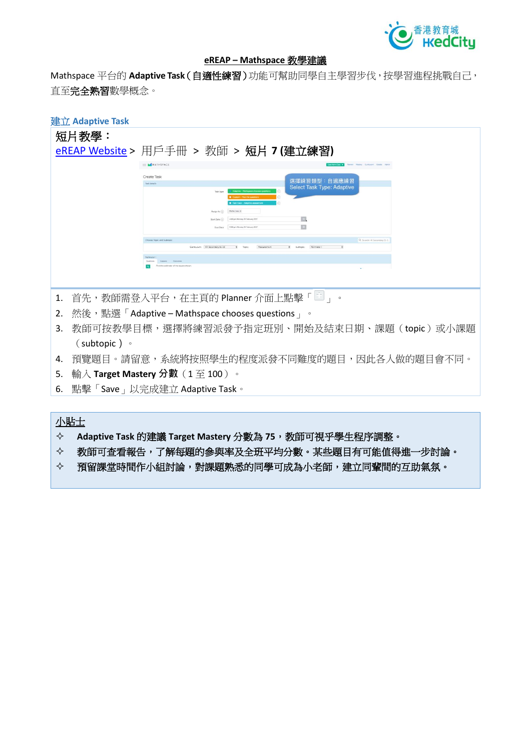## eREAP – Mathspace 教學建議

Mathspace 平台的 **Adaptive Task（自適性練習）**功能可幫助同學自主學習步伐，按學習進程挑戰自己，直至**完全熟習**數學概念。

### 建立 Adaptive Task

**短片教學：**

eREAP Website > 用戶手冊 > 教師 > **短片 7 (建立練習)**

選擇練習類型：自適應練習
Select Task Type: Adaptive

1. 首先，教師需登入平台，在主頁的 Planner 介面上點擊「 」。
2. 然後，點選「Adaptive – Mathspace chooses questions」。
3. 教師可按教學目標，選擇將練習派發予指定班別、開始及結束日期、課題（topic）或小課題（subtopic）。
4. 預覽題目。請留意，系統將按照學生的程度派發不同難度的題目，因此各人做的題目會不同。
5. 輸入 **Target Mastery 分數**（1 至 100）。
6. 點擊「Save」以完成建立 Adaptive Task。

**小貼士**

- ✧ **Adaptive Task 的建議 Target Mastery 分數為 75，教師可視乎學生程序調整。**
- ✧ **教師可查看報告，了解每題的參與率及全班平均分數。某些題目有可能值得進一步討論。**
- ✧ **預留課堂時間作小組討論，對課題熟悉的同學可成為小老師，建立同輩間的互助氣氛。**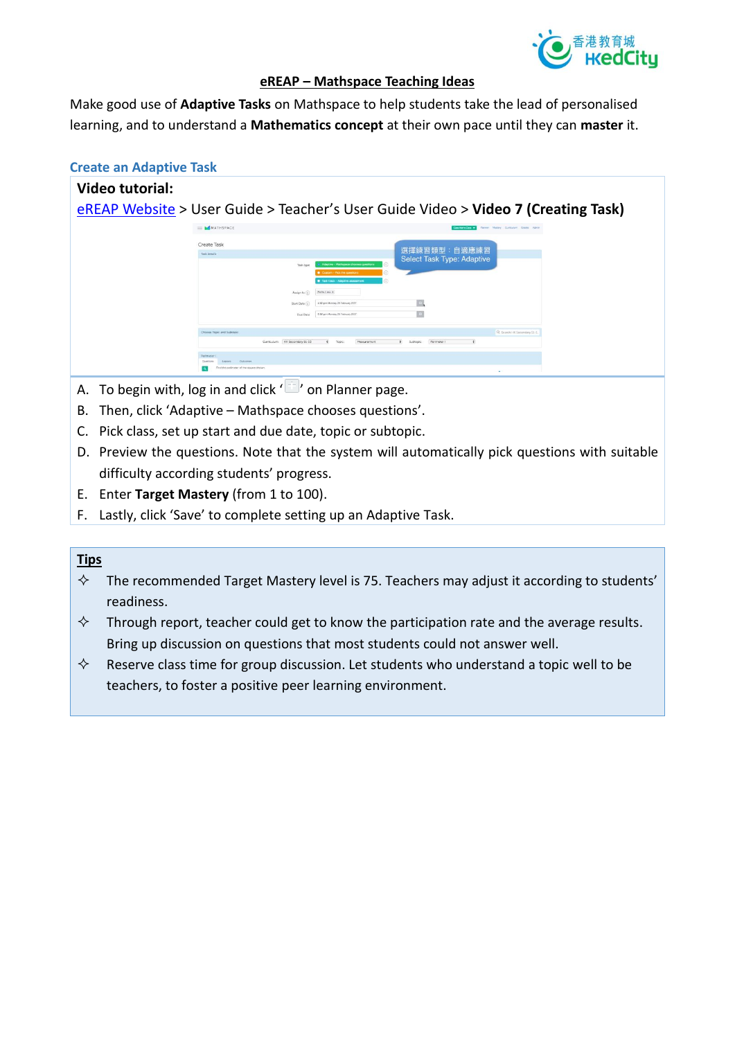## eREAP – Mathspace Teaching Ideas

Make good use of **Adaptive Tasks** on Mathspace to help students take the lead of personalised learning, and to understand a **Mathematics concept** at their own pace until they can **master** it.

### Create an Adaptive Task

**Video tutorial:**

eREAP Website > User Guide > Teacher's User Guide Video > **Video 7 (Creating Task)**

A. To begin with, log in and click '' on Planner page.
B. Then, click 'Adaptive – Mathspace chooses questions'.
C. Pick class, set up start and due date, topic or subtopic.
D. Preview the questions. Note that the system will automatically pick questions with suitable difficulty according students' progress.
E. Enter **Target Mastery** (from 1 to 100).
F. Lastly, click 'Save' to complete setting up an Adaptive Task.

**Tips**

- ✧ The recommended Target Mastery level is 75. Teachers may adjust it according to students' readiness.
- ✧ Through report, teacher could get to know the participation rate and the average results. Bring up discussion on questions that most students could not answer well.
- ✧ Reserve class time for group discussion. Let students who understand a topic well to be teachers, to foster a positive peer learning environment.